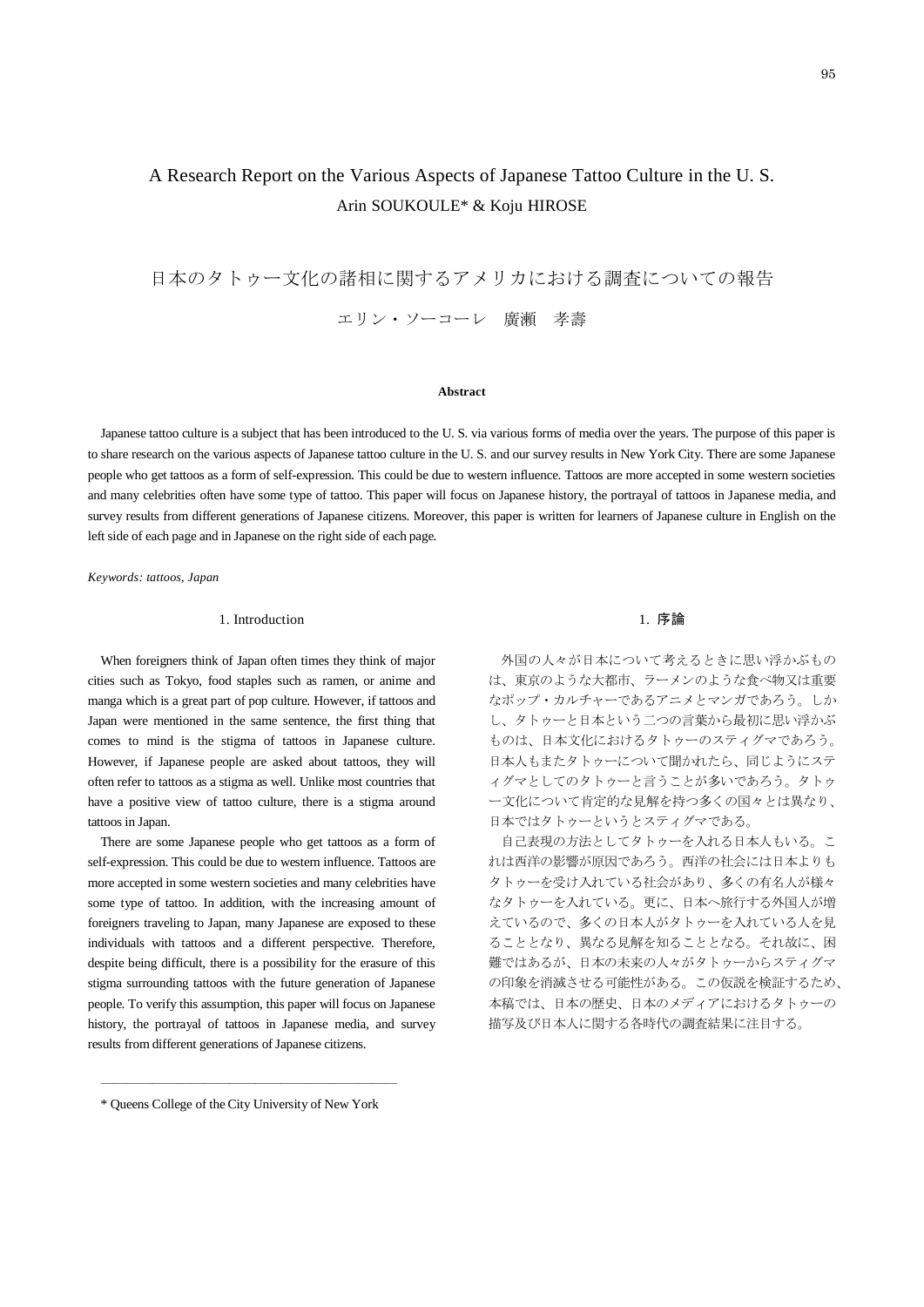# A Research Report on the Various Aspects of Japanese Tattoo Culture in the U. S.

Arin SOUKOULE* & Koju HIROSE

# 日本のタトゥー文化の諸相に関するアメリカにおける調査についての報告

エリン・ソーコーレ　廣瀬　孝壽

**Abstract**

Japanese tattoo culture is a subject that has been introduced to the U. S. via various forms of media over the years. The purpose of this paper is to share research on the various aspects of Japanese tattoo culture in the U. S. and our survey results in New York City. There are some Japanese people who get tattoos as a form of self-expression. This could be due to western influence. Tattoos are more accepted in some western societies and many celebrities often have some type of tattoo. This paper will focus on Japanese history, the portrayal of tattoos in Japanese media, and survey results from different generations of Japanese citizens. Moreover, this paper is written for learners of Japanese culture in English on the left side of each page and in Japanese on the right side of each page.

*Keywords: tattoos, Japan*

## 1. Introduction

When foreigners think of Japan often times they think of major cities such as Tokyo, food staples such as ramen, or anime and manga which is a great part of pop culture. However, if tattoos and Japan were mentioned in the same sentence, the first thing that comes to mind is the stigma of tattoos in Japanese culture. However, if Japanese people are asked about tattoos, they will often refer to tattoos as a stigma as well. Unlike most countries that have a positive view of tattoo culture, there is a stigma around tattoos in Japan.

There are some Japanese people who get tattoos as a form of self-expression. This could be due to western influence. Tattoos are more accepted in some western societies and many celebrities have some type of tattoo. In addition, with the increasing amount of foreigners traveling to Japan, many Japanese are exposed to these individuals with tattoos and a different perspective. Therefore, despite being difficult, there is a possibility for the erasure of this stigma surrounding tattoos with the future generation of Japanese people. To verify this assumption, this paper will focus on Japanese history, the portrayal of tattoos in Japanese media, and survey results from different generations of Japanese citizens.

## 1. 序論

外国の人々が日本について考えるときに思い浮かぶものは、東京のような大都市、ラーメンのような食べ物又は重要なポップ・カルチャーであるアニメとマンガであろう。しかし、タトゥーと日本という二つの言葉から最初に思い浮かぶものは、日本文化におけるタトゥーのスティグマであろう。日本人もまたタトゥーについて聞かれたら、同じようにスティグマとしてのタトゥーと言うことが多いであろう。タトゥー文化について肯定的な見解を持つ多くの国々とは異なり、日本ではタトゥーというとスティグマである。

自己表現の方法としてタトゥーを入れる日本人もいる。これは西洋の影響が原因であろう。西洋の社会には日本よりもタトゥーを受け入れている社会があり、多くの有名人が様々なタトゥーを入れている。更に、日本へ旅行する外国人が増えているので、多くの日本人がタトゥーを入れている人を見ることとなり、異なる見解を知ることとなる。それ故に、困難ではあるが、日本の未来の人々がタトゥーからスティグマの印象を消滅させる可能性がある。この仮説を検証するため、本稿では、日本の歴史、日本のメディアにおけるタトゥーの描写及び日本人に関する各時代の調査結果に注目する。

---

\* Queens College of the City University of New York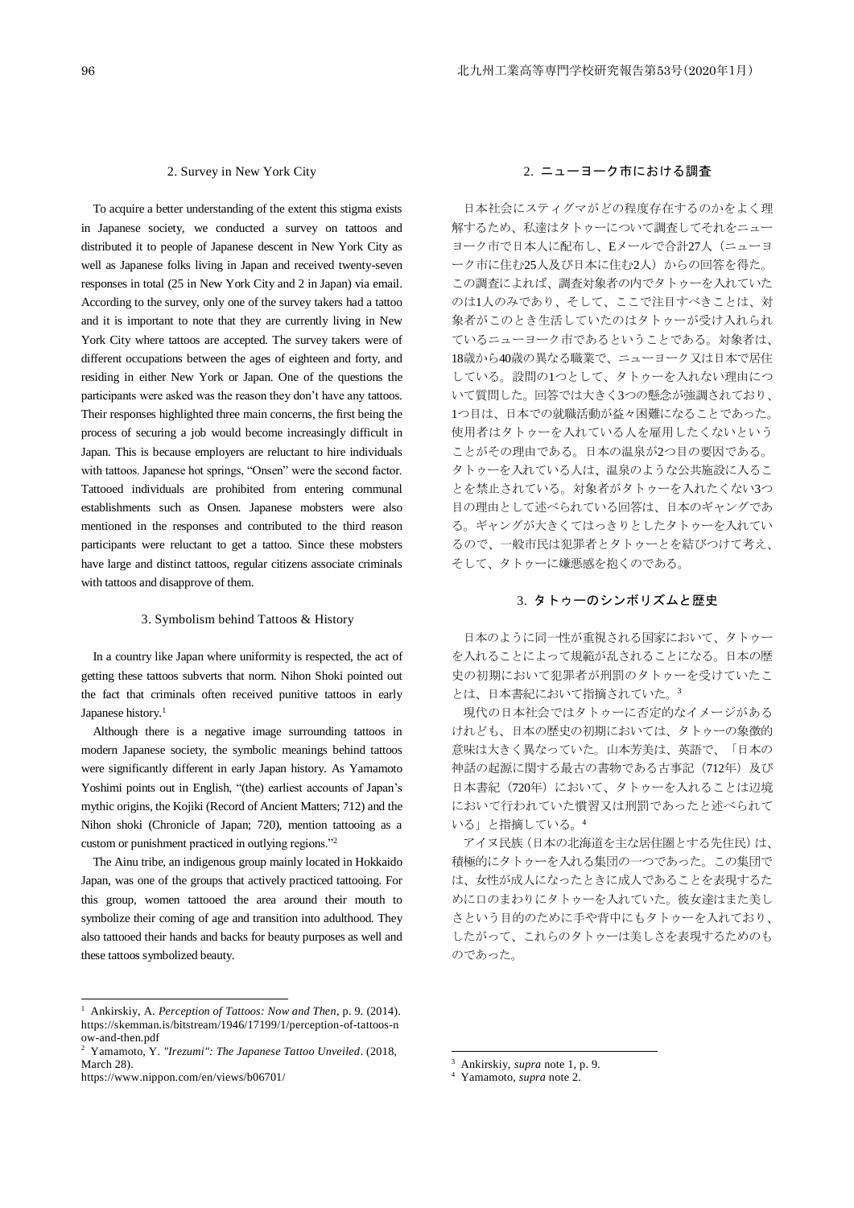## 2. Survey in New York City

To acquire a better understanding of the extent this stigma exists in Japanese society, we conducted a survey on tattoos and distributed it to people of Japanese descent in New York City as well as Japanese folks living in Japan and received twenty-seven responses in total (25 in New York City and 2 in Japan) via email. According to the survey, only one of the survey takers had a tattoo and it is important to note that they are currently living in New York City where tattoos are accepted. The survey takers were of different occupations between the ages of eighteen and forty, and residing in either New York or Japan. One of the questions the participants were asked was the reason they don't have any tattoos. Their responses highlighted three main concerns, the first being the process of securing a job would become increasingly difficult in Japan. This is because employers are reluctant to hire individuals with tattoos. Japanese hot springs, "Onsen" were the second factor. Tattooed individuals are prohibited from entering communal establishments such as Onsen. Japanese mobsters were also mentioned in the responses and contributed to the third reason participants were reluctant to get a tattoo. Since these mobsters have large and distinct tattoos, regular citizens associate criminals with tattoos and disapprove of them.

## 3. Symbolism behind Tattoos & History

In a country like Japan where uniformity is respected, the act of getting these tattoos subverts that norm. Nihon Shoki pointed out the fact that criminals often received punitive tattoos in early Japanese history.[1]

Although there is a negative image surrounding tattoos in modern Japanese society, the symbolic meanings behind tattoos were significantly different in early Japan history. As Yamamoto Yoshimi points out in English, "(the) earliest accounts of Japan's mythic origins, the Kojiki (Record of Ancient Matters; 712) and the Nihon shoki (Chronicle of Japan; 720), mention tattooing as a custom or punishment practiced in outlying regions."[2]

The Ainu tribe, an indigenous group mainly located in Hokkaido Japan, was one of the groups that actively practiced tattooing. For this group, women tattooed the area around their mouth to symbolize their coming of age and transition into adulthood. They also tattooed their hands and backs for beauty purposes as well and these tattoos symbolized beauty.

[1] Ankirskiy, A. *Perception of Tattoos: Now and Then*, p. 9. (2014). https://skemman.is/bitstream/1946/17199/1/perception-of-tattoos-now-and-then.pdf

[2] Yamamoto, Y. *"Irezumi": The Japanese Tattoo Unveiled*. (2018, March 28). https://www.nippon.com/en/views/b06701/

## 2. ニューヨーク市における調査

日本社会にスティグマがどの程度存在するのかをよく理解するため、私達はタトゥーについて調査してそれをニューヨーク市で日本人に配布し、Eメールで合計27人（ニューヨーク市に住む25人及び日本に住む2人）からの回答を得た。この調査によれば、調査対象者の内でタトゥーを入れていたのは1人のみであり、そして、ここで注目すべきことは、対象者がこのとき生活していたのはタトゥーが受け入れられているニューヨーク市であるということである。対象者は、18歳から40歳の異なる職業で、ニューヨーク又は日本で居住している。設問の1つとして、タトゥーを入れない理由について質問した。回答では大きく3つの懸念が強調されており、1つ目は、日本での就職活動が益々困難になることであった。使用者はタトゥーを入れている人を雇用したくないということがその理由である。日本の温泉が2つ目の要因である。タトゥーを入れている人は、温泉のような公共施設に入ることを禁止されている。対象者がタトゥーを入れたくない3つ目の理由として述べられている回答は、日本のギャングである。ギャングが大きくてはっきりとしたタトゥーを入れているので、一般市民は犯罪者とタトゥーとを結びつけて考え、そして、タトゥーに嫌悪感を抱くのである。

## 3. タトゥーのシンボリズムと歴史

日本のように同一性が重視される国家において、タトゥーを入れることによって規範が乱されることになる。日本の歴史の初期において犯罪者が刑罰のタトゥーを受けていたことは、日本書紀において指摘されていた。[3]

現代の日本社会ではタトゥーに否定的なイメージがあるけれども、日本の歴史の初期においては、タトゥーの象徴的意味は大きく異なっていた。山本芳美は、英語で、「日本の神話の起源に関する最古の書物である古事記（712年）及び日本書紀（720年）において、タトゥーを入れることは辺境において行われていた慣習又は刑罰であったと述べられている」と指摘している。[4]

アイヌ民族（日本の北海道を主な居住圏とする先住民）は、積極的にタトゥーを入れる集団の一つであった。この集団では、女性が成人になったときに成人であることを表現するために口のまわりにタトゥーを入れていた。彼女達はまた美しさという目的のために手や背中にもタトゥーを入れており、したがって、これらのタトゥーは美しさを表現するためのものであった。

[3] Ankirskiy, *supra* note 1, p. 9.

[4] Yamamoto, *supra* note 2.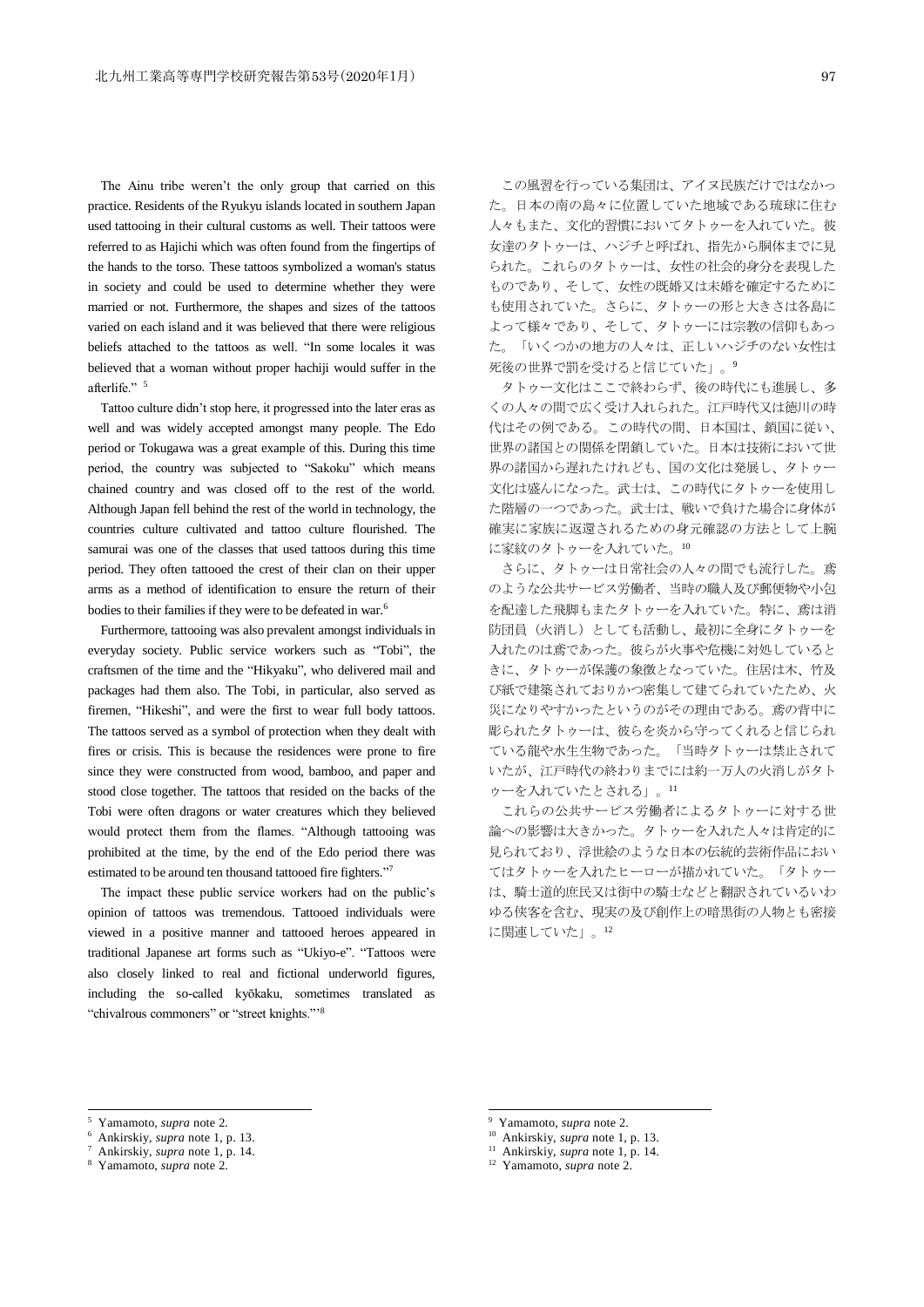The Ainu tribe weren't the only group that carried on this practice. Residents of the Ryukyu islands located in southern Japan used tattooing in their cultural customs as well. Their tattoos were referred to as Hajichi which was often found from the fingertips of the hands to the torso. These tattoos symbolized a woman's status in society and could be used to determine whether they were married or not. Furthermore, the shapes and sizes of the tattoos varied on each island and it was believed that there were religious beliefs attached to the tattoos as well. "In some locales it was believed that a woman without proper hachiji would suffer in the afterlife." [5]

Tattoo culture didn't stop here, it progressed into the later eras as well and was widely accepted amongst many people. The Edo period or Tokugawa was a great example of this. During this time period, the country was subjected to "Sakoku" which means chained country and was closed off to the rest of the world. Although Japan fell behind the rest of the world in technology, the countries culture cultivated and tattoo culture flourished. The samurai was one of the classes that used tattoos during this time period. They often tattooed the crest of their clan on their upper arms as a method of identification to ensure the return of their bodies to their families if they were to be defeated in war.[6]

Furthermore, tattooing was also prevalent amongst individuals in everyday society. Public service workers such as "Tobi", the craftsmen of the time and the "Hikyaku", who delivered mail and packages had them also. The Tobi, in particular, also served as firemen, "Hikeshi", and were the first to wear full body tattoos. The tattoos served as a symbol of protection when they dealt with fires or crisis. This is because the residences were prone to fire since they were constructed from wood, bamboo, and paper and stood close together. The tattoos that resided on the backs of the Tobi were often dragons or water creatures which they believed would protect them from the flames. "Although tattooing was prohibited at the time, by the end of the Edo period there was estimated to be around ten thousand tattooed fire fighters."[7]

The impact these public service workers had on the public's opinion of tattoos was tremendous. Tattooed individuals were viewed in a positive manner and tattooed heroes appeared in traditional Japanese art forms such as "Ukiyo-e". "Tattoos were also closely linked to real and fictional underworld figures, including the so-called kyōkaku, sometimes translated as "chivalrous commoners" or "street knights.""[8]

この風習を行っている集団は、アイヌ民族だけではなかった。日本の南の島々に位置していた地域である琉球に住む人々もまた、文化的習慣においてタトゥーを入れていた。彼女達のタトゥーは、ハジチと呼ばれ、指先から胴体までに見られた。これらのタトゥーは、女性の社会的身分を表現したものであり、そして、女性の既婚又は未婚を確定するためにも使用されていた。さらに、タトゥーの形と大きさは各島によって様々であり、そして、タトゥーには宗教の信仰もあった。「いくつかの地方の人々は、正しいハジチのない女性は死後の世界で罰を受けると信じていた」。[9]

タトゥー文化はここで終わらず、後の時代にも進展し、多くの人々の間で広く受け入れられた。江戸時代又は徳川の時代はその例である。この時代の間、日本国は、鎖国に従い、世界の諸国との関係を閉鎖していた。日本は技術において世界の諸国から遅れたけれども、国の文化は発展し、タトゥー文化は盛んになった。武士は、この時代にタトゥーを使用した階層の一つであった。武士は、戦いで負けた場合に身体が確実に家族に返還されるための身元確認の方法として上腕に家紋のタトゥーを入れていた。[10]

さらに、タトゥーは日常社会の人々の間でも流行した。鳶のような公共サービス労働者、当時の職人及び郵便物や小包を配達した飛脚もまたタトゥーを入れていた。特に、鳶は消防団員（火消し）としても活動し、最初に全身にタトゥーを入れたのは鳶であった。彼らが火事や危機に対処しているときに、タトゥーが保護の象徴となっていた。住居は木、竹及び紙で建築されておりかつ密集して建てられていたため、火災になりやすかったというのがその理由である。鳶の背中に彫られたタトゥーは、彼らを炎から守ってくれると信じられている龍や水生生物であった。「当時タトゥーは禁止されていたが、江戸時代の終わりまでには約一万人の火消しがタトゥーを入れていたとされる」。[11]

これらの公共サービス労働者によるタトゥーに対する世論への影響は大きかった。タトゥーを入れた人々は肯定的に見られており、浮世絵のような日本の伝統的芸術作品においてはタトゥーを入れたヒーローが描かれていた。「タトゥーは、騎士道的庶民又は街中の騎士などと翻訳されているいわゆる侠客を含む、現実の及び創作上の暗黒街の人物とも密接に関連していた」。[12]

---

[5] Yamamoto, *supra* note 2.
[6] Ankirskiy, *supra* note 1, p. 13.
[7] Ankirskiy, *supra* note 1, p. 14.
[8] Yamamoto, *supra* note 2.
[9] Yamamoto, *supra* note 2.
[10] Ankirskiy, *supra* note 1, p. 13.
[11] Ankirskiy, *supra* note 1, p. 14.
[12] Yamamoto, *supra* note 2.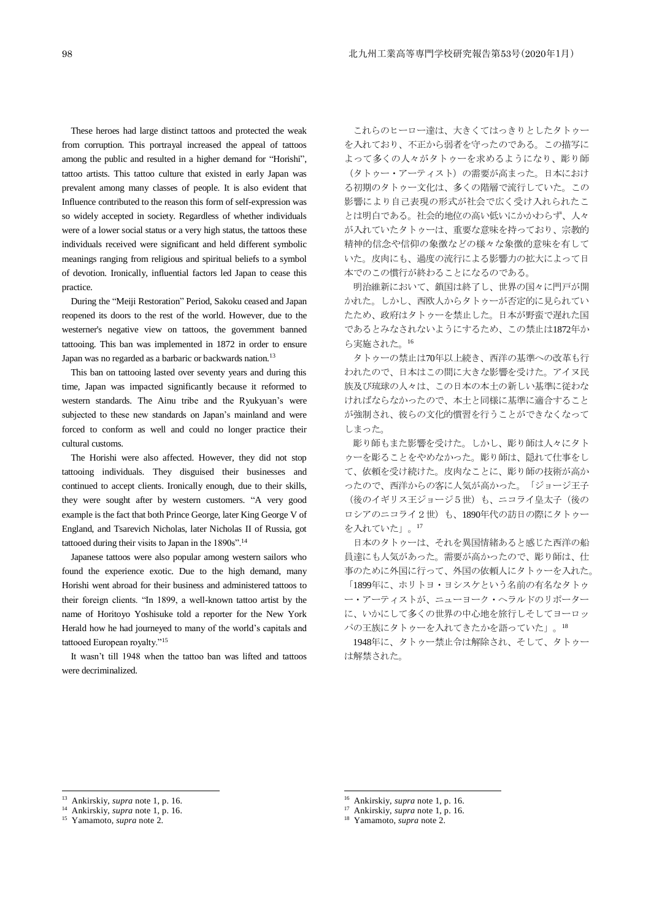These heroes had large distinct tattoos and protected the weak from corruption. This portrayal increased the appeal of tattoos among the public and resulted in a higher demand for "Horishi", tattoo artists. This tattoo culture that existed in early Japan was prevalent among many classes of people. It is also evident that Influence contributed to the reason this form of self-expression was so widely accepted in society. Regardless of whether individuals were of a lower social status or a very high status, the tattoos these individuals received were significant and held different symbolic meanings ranging from religious and spiritual beliefs to a symbol of devotion. Ironically, influential factors led Japan to cease this practice.

During the "Meiji Restoration" Period, Sakoku ceased and Japan reopened its doors to the rest of the world. However, due to the westerner's negative view on tattoos, the government banned tattooing. This ban was implemented in 1872 in order to ensure Japan was no regarded as a barbaric or backwards nation.[13]

This ban on tattooing lasted over seventy years and during this time, Japan was impacted significantly because it reformed to western standards. The Ainu tribe and the Ryukyuan's were subjected to these new standards on Japan's mainland and were forced to conform as well and could no longer practice their cultural customs.

The Horishi were also affected. However, they did not stop tattooing individuals. They disguised their businesses and continued to accept clients. Ironically enough, due to their skills, they were sought after by western customers. "A very good example is the fact that both Prince George, later King George V of England, and Tsarevich Nicholas, later Nicholas II of Russia, got tattooed during their visits to Japan in the 1890s".[14]

Japanese tattoos were also popular among western sailors who found the experience exotic. Due to the high demand, many Horishi went abroad for their business and administered tattoos to their foreign clients. "In 1899, a well-known tattoo artist by the name of Horitoyo Yoshisuke told a reporter for the New York Herald how he had journeyed to many of the world's capitals and tattooed European royalty."[15]

It wasn't till 1948 when the tattoo ban was lifted and tattoos were decriminalized.

[13] Ankirskiy, *supra* note 1, p. 16.
[14] Ankirskiy, *supra* note 1, p. 16.
[15] Yamamoto, *supra* note 2.

これらのヒーロー達は、大きくてはっきりとしたタトゥーを入れており、不正から弱者を守ったのである。この描写によって多くの人々がタトゥーを求めるようになり、彫り師（タトゥー・アーティスト）の需要が高まった。日本における初期のタトゥー文化は、多くの階層で流行していた。この影響により自己表現の形式が社会で広く受け入れられたことは明白である。社会的地位の高い低いにかかわらず、人々が入れていたタトゥーは、重要な意味を持っており、宗教的精神的信念や信仰の象徴などの様々な象徴的意味を有していた。皮肉にも、過度の流行による影響力の拡大によって日本でのこの慣行が終わることになるのである。

明治維新において、鎖国は終了し、世界の国々に門戸が開かれた。しかし、西欧人からタトゥーが否定的に見られていたため、政府はタトゥーを禁止した。日本が野蛮で遅れた国であるとみなされないようにするため、この禁止は1872年から実施された。[16]

タトゥーの禁止は70年以上続き、西洋の基準への改革も行われたので、日本はこの間に大きな影響を受けた。アイヌ民族及び琉球の人々は、この日本の本土の新しい基準に従わなければならなかったので、本土と同様に基準に適合することが強制され、彼らの文化的慣習を行うことができなくなってしまった。

彫り師もまた影響を受けた。しかし、彫り師は人々にタトゥーを彫ることをやめなかった。彫り師は、隠れて仕事をして、依頼を受け続けた。皮肉なことに、彫り師の技術が高かったので、西洋からの客に人気が高かった。「ジョージ王子（後のイギリス王ジョージ５世）も、ニコライ皇太子（後のロシアのニコライ２世）も、1890年代の訪日の際にタトゥーを入れていた」。[17]

日本のタトゥーは、それを異国情緒あると感じた西洋の船員達にも人気があった。需要が高かったので、彫り師は、仕事のために外国に行って、外国の依頼人にタトゥーを入れた。「1899年に、ホリトヨ・ヨシスケという名前の有名なタトゥー・アーティストが、ニューヨーク・ヘラルドのリポーターに、いかにして多くの世界の中心地を旅行しそしてヨーロッパの王族にタトゥーを入れてきたかを語っていた」。[18]

1948年に、タトゥー禁止令は解除され、そして、タトゥーは解禁された。

[16] Ankirskiy, *supra* note 1, p. 16.
[17] Ankirskiy, *supra* note 1, p. 16.
[18] Yamamoto, *supra* note 2.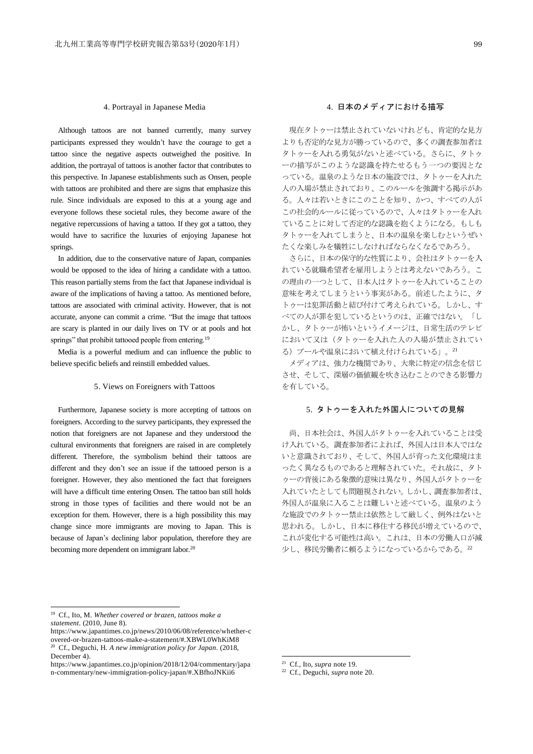## 4. Portrayal in Japanese Media

Although tattoos are not banned currently, many survey participants expressed they wouldn't have the courage to get a tattoo since the negative aspects outweighed the positive. In addition, the portrayal of tattoos is another factor that contributes to this perspective. In Japanese establishments such as Onsen, people with tattoos are prohibited and there are signs that emphasize this rule. Since individuals are exposed to this at a young age and everyone follows these societal rules, they become aware of the negative repercussions of having a tattoo. If they got a tattoo, they would have to sacrifice the luxuries of enjoying Japanese hot springs.

In addition, due to the conservative nature of Japan, companies would be opposed to the idea of hiring a candidate with a tattoo. This reason partially stems from the fact that Japanese individual is aware of the implications of having a tattoo. As mentioned before, tattoos are associated with criminal activity. However, that is not accurate, anyone can commit a crime. "But the image that tattoos are scary is planted in our daily lives on TV or at pools and hot springs" that prohibit tattooed people from entering.[19]

Media is a powerful medium and can influence the public to believe specific beliefs and reinstill embedded values.

## 5. Views on Foreigners with Tattoos

Furthermore, Japanese society is more accepting of tattoos on foreigners. According to the survey participants, they expressed the notion that foreigners are not Japanese and they understood the cultural environments that foreigners are raised in are completely different. Therefore, the symbolism behind their tattoos are different and they don't see an issue if the tattooed person is a foreigner. However, they also mentioned the fact that foreigners will have a difficult time entering Onsen. The tattoo ban still holds strong in those types of facilities and there would not be an exception for them. However, there is a high possibility this may change since more immigrants are moving to Japan. This is because of Japan's declining labor population, therefore they are becoming more dependent on immigrant labor.[20]

## 4. 日本のメディアにおける描写

現在タトゥーは禁止されていないけれども、肯定的な見方よりも否定的な見方が勝っているので、多くの調査参加者はタトゥーを入れる勇気がないと述べている。さらに、タトゥーの描写がこのような認識を持たせるもう一つの要因となっている。温泉のような日本の施設では、タトゥーを入れた人の入場が禁止されており、このルールを強調する掲示がある。人々は若いときにこのことを知り、かつ、すべての人がこの社会的ルールに従っているので、人々はタトゥーを入れていることに対して否定的な認識を抱くようになる。もしもタトゥーを入れてしまうと、日本の温泉を楽しむというぜいたくな楽しみを犠牲にしなければならなくなるであろう。

さらに、日本の保守的な性質により、会社はタトゥーを入れている就職希望者を雇用しようとは考えないであろう。この理由の一つとして、日本人はタトゥーを入れていることの意味を考えてしまうという事実がある。前述したように、タトゥーは犯罪活動と結び付けて考えられている。しかし、すべての人が罪を犯しているというのは、正確ではない。「しかし、タトゥーが怖いというイメージは、日常生活のテレビにおいて又は（タトゥーを入れた人の入場が禁止されている）プールや温泉において植え付けられている」。[21]

メディアは、強力な機関であり、大衆に特定の信念を信じさせ、そして、深層の価値観を吹き込むことのできる影響力を有している。

## 5. タトゥーを入れた外国人についての見解

尚、日本社会は、外国人がタトゥーを入れていることは受け入れている。調査参加者によれば、外国人は日本人ではないと意識されており、そして、外国人が育った文化環境はまったく異なるものであると理解されていた。それ故に、タトゥーの背後にある象徴的意味は異なり、外国人がタトゥーを入れていたとしても問題視されない。しかし、調査参加者は、外国人が温泉に入ることは難しいと述べている。温泉のような施設でのタトゥー禁止は依然として厳しく、例外はないと思われる。しかし、日本に移住する移民が増えているので、これが変化する可能性は高い。これは、日本の労働人口が減少し、移民労働者に頼るようになっているからである。[22]

---

[19] Cf., Ito, M. *Whether covered or brazen, tattoos make a statement*. (2010, June 8). https://www.japantimes.co.jp/news/2010/06/08/reference/whether-covered-or-brazen-tattoos-make-a-statement/#.XBWL0WhKiM8

[20] Cf., Deguchi, H. *A new immigration policy for Japan*. (2018, December 4). https://www.japantimes.co.jp/opinion/2018/12/04/commentary/japan-commentary/new-immigration-policy-japan/#.XBfhoJNKii6

[21] Cf., Ito, *supra* note 19.

[22] Cf., Deguchi, *supra* note 20.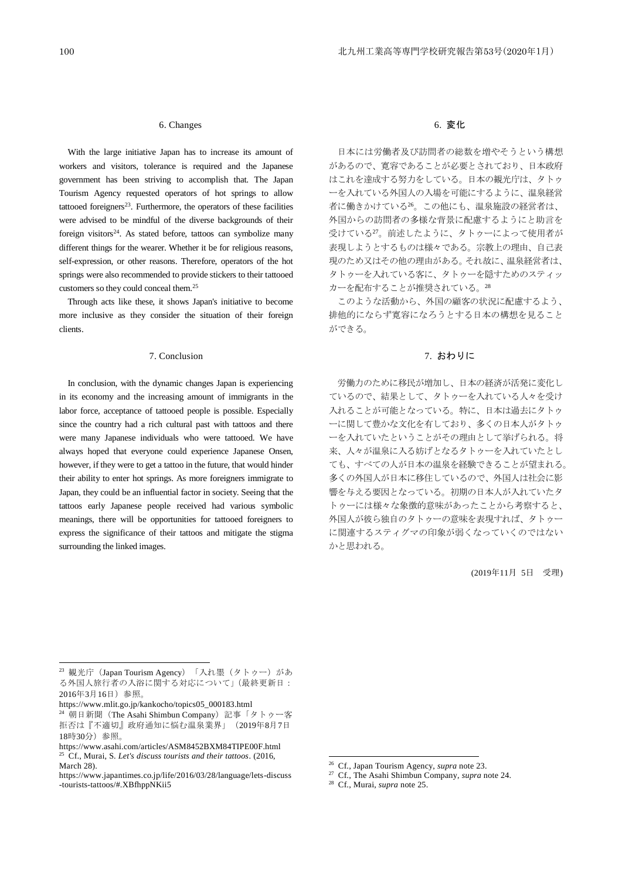## 6. Changes

With the large initiative Japan has to increase its amount of workers and visitors, tolerance is required and the Japanese government has been striving to accomplish that. The Japan Tourism Agency requested operators of hot springs to allow tattooed foreigners[23]. Furthermore, the operators of these facilities were advised to be mindful of the diverse backgrounds of their foreign visitors[24]. As stated before, tattoos can symbolize many different things for the wearer. Whether it be for religious reasons, self-expression, or other reasons. Therefore, operators of the hot springs were also recommended to provide stickers to their tattooed customers so they could conceal them.[25]

Through acts like these, it shows Japan's initiative to become more inclusive as they consider the situation of their foreign clients.

## 7. Conclusion

In conclusion, with the dynamic changes Japan is experiencing in its economy and the increasing amount of immigrants in the labor force, acceptance of tattooed people is possible. Especially since the country had a rich cultural past with tattoos and there were many Japanese individuals who were tattooed. We have always hoped that everyone could experience Japanese Onsen, however, if they were to get a tattoo in the future, that would hinder their ability to enter hot springs. As more foreigners immigrate to Japan, they could be an influential factor in society. Seeing that the tattoos early Japanese people received had various symbolic meanings, there will be opportunities for tattooed foreigners to express the significance of their tattoos and mitigate the stigma surrounding the linked images.

## 6. 変化

日本には労働者及び訪問者の総数を増やそうという構想があるので、寛容であることが必要とされており、日本政府はこれを達成する努力をしている。日本の観光庁は、タトゥーを入れている外国人の入場を可能にするように、温泉経営者に働きかけている[26]。この他にも、温泉施設の経営者は、外国からの訪問者の多様な背景に配慮するようにと助言を受けている[27]。前述したように、タトゥーによって使用者が表現しようとするものは様々である。宗教上の理由、自己表現のため又はその他の理由がある。それ故に、温泉経営者は、タトゥーを入れている客に、タトゥーを隠すためのスティッカーを配布することが推奨されている。[28]

このような活動から、外国の顧客の状況に配慮するよう、排他的にならず寛容になろうとする日本の構想を見ることができる。

## 7. おわりに

労働力のために移民が増加し、日本の経済が活発に変化しているので、結果として、タトゥーを入れている人々を受け入れることが可能となっている。特に、日本は過去にタトゥーに関して豊かな文化を有しており、多くの日本人がタトゥーを入れていたということがその理由として挙げられる。将来、人々が温泉に入る妨げとなるタトゥーを入れていたとしても、すべての人が日本の温泉を経験できることが望まれる。多くの外国人が日本に移住しているので、外国人は社会に影響を与える要因となっている。初期の日本人が入れていたタトゥーには様々な象徴的意味があったことから考察すると、外国人が彼ら独自のタトゥーの意味を表現すれば、タトゥーに関連するスティグマの印象が弱くなっていくのではないかと思われる。

(2019年11月 5日 受理)

---

[23] 観光庁（Japan Tourism Agency）「入れ墨（タトゥー）がある外国人旅行者の入浴に関する対応について」(最終更新日：2016年3月16日）参照。
https://www.mlit.go.jp/kankocho/topics05_000183.html

[24] 朝日新聞（The Asahi Shimbun Company）記事「タトゥー客拒否は『不適切』政府通知に悩む温泉業界」（2019年8月7日18時30分）参照。
https://www.asahi.com/articles/ASM8452BXM84TIPE00F.html

[25] Cf., Murai, S. *Let's discuss tourists and their tattoos*. (2016, March 28).
https://www.japantimes.co.jp/life/2016/03/28/language/lets-discuss-tourists-tattoos/#.XBfhppNKii5

[26] Cf., Japan Tourism Agency, *supra* note 23.

[27] Cf., The Asahi Shimbun Company, *supra* note 24.

[28] Cf., Murai, *supra* note 25.